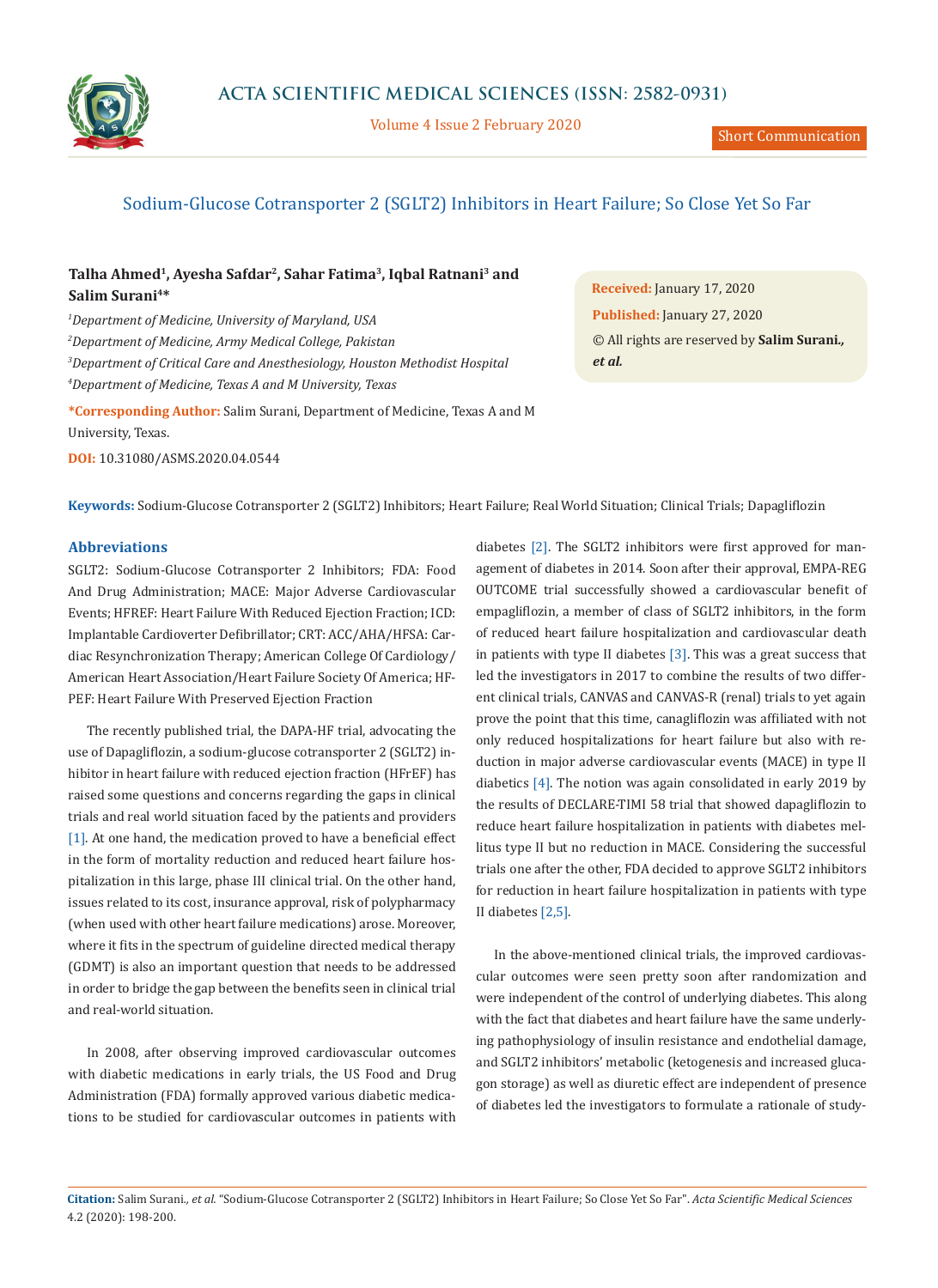Short Communication

# Sodium-Glucose Cotransporter 2 (SGLT2) Inhibitors in Heart Failure; So Close Yet So Far

**Talha Ahmed[1], Ayesha Safdar[2], Sahar Fatima[3], Iqbal Ratnani[3] and Salim Surani[4]***

[1]*Department of Medicine, University of Maryland, USA*
[2]*Department of Medicine, Army Medical College, Pakistan*
[3]*Department of Critical Care and Anesthesiology, Houston Methodist Hospital*
[4]*Department of Medicine, Texas A and M University, Texas*

***Corresponding Author:** Salim Surani, Department of Medicine, Texas A and M University, Texas.

**DOI:** 10.31080/ASMS.2020.04.0544

**Received:** January 17, 2020
**Published:** January 27, 2020
© All rights are reserved by **Salim Surani., *et al.***

**Keywords:** Sodium-Glucose Cotransporter 2 (SGLT2) Inhibitors; Heart Failure; Real World Situation; Clinical Trials; Dapagliflozin

## Abbreviations

SGLT2: Sodium-Glucose Cotransporter 2 Inhibitors; FDA: Food And Drug Administration; MACE: Major Adverse Cardiovascular Events; HFREF: Heart Failure With Reduced Ejection Fraction; ICD: Implantable Cardioverter Defibrillator; CRT: ACC/AHA/HFSA: Cardiac Resynchronization Therapy; American College Of Cardiology/ American Heart Association/Heart Failure Society Of America; HFPEF: Heart Failure With Preserved Ejection Fraction

The recently published trial, the DAPA-HF trial, advocating the use of Dapagliflozin, a sodium-glucose cotransporter 2 (SGLT2) inhibitor in heart failure with reduced ejection fraction (HFrEF) has raised some questions and concerns regarding the gaps in clinical trials and real world situation faced by the patients and providers [1]. At one hand, the medication proved to have a beneficial effect in the form of mortality reduction and reduced heart failure hospitalization in this large, phase III clinical trial. On the other hand, issues related to its cost, insurance approval, risk of polypharmacy (when used with other heart failure medications) arose. Moreover, where it fits in the spectrum of guideline directed medical therapy (GDMT) is also an important question that needs to be addressed in order to bridge the gap between the benefits seen in clinical trial and real-world situation.

In 2008, after observing improved cardiovascular outcomes with diabetic medications in early trials, the US Food and Drug Administration (FDA) formally approved various diabetic medications to be studied for cardiovascular outcomes in patients with diabetes [2]. The SGLT2 inhibitors were first approved for management of diabetes in 2014. Soon after their approval, EMPA-REG OUTCOME trial successfully showed a cardiovascular benefit of empagliflozin, a member of class of SGLT2 inhibitors, in the form of reduced heart failure hospitalization and cardiovascular death in patients with type II diabetes [3]. This was a great success that led the investigators in 2017 to combine the results of two different clinical trials, CANVAS and CANVAS-R (renal) trials to yet again prove the point that this time, canagliflozin was affiliated with not only reduced hospitalizations for heart failure but also with reduction in major adverse cardiovascular events (MACE) in type II diabetics [4]. The notion was again consolidated in early 2019 by the results of DECLARE-TIMI 58 trial that showed dapagliflozin to reduce heart failure hospitalization in patients with diabetes mellitus type II but no reduction in MACE. Considering the successful trials one after the other, FDA decided to approve SGLT2 inhibitors for reduction in heart failure hospitalization in patients with type II diabetes [2,5].

In the above-mentioned clinical trials, the improved cardiovascular outcomes were seen pretty soon after randomization and were independent of the control of underlying diabetes. This along with the fact that diabetes and heart failure have the same underlying pathophysiology of insulin resistance and endothelial damage, and SGLT2 inhibitors' metabolic (ketogenesis and increased glucagon storage) as well as diuretic effect are independent of presence of diabetes led the investigators to formulate a rationale of study-

**Citation:** Salim Surani., *et al.* "Sodium-Glucose Cotransporter 2 (SGLT2) Inhibitors in Heart Failure; So Close Yet So Far". *Acta Scientific Medical Sciences* 4.2 (2020): 198-200.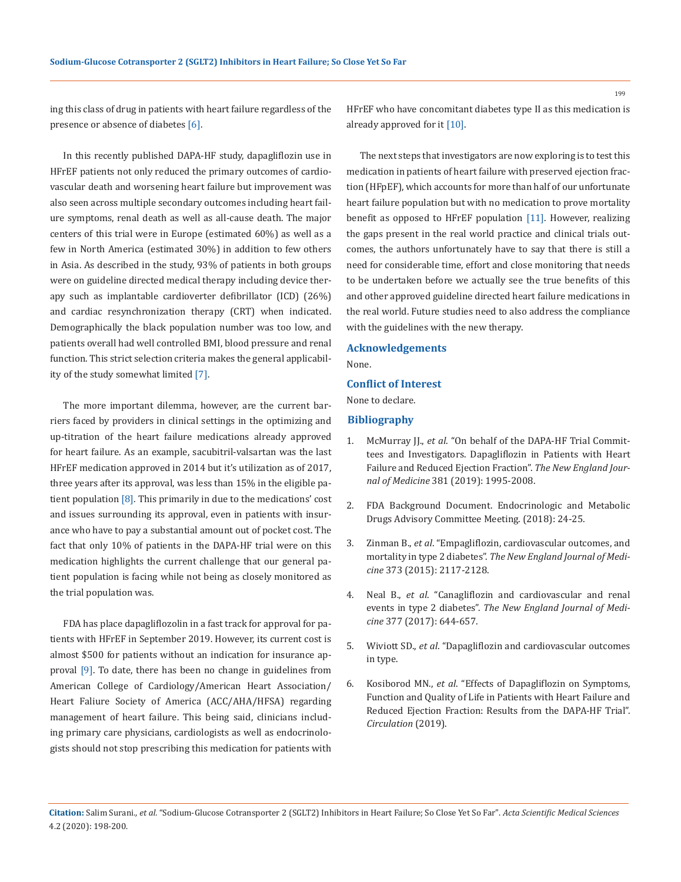ing this class of drug in patients with heart failure regardless of the presence or absence of diabetes [6].

In this recently published DAPA-HF study, dapagliflozin use in HFrEF patients not only reduced the primary outcomes of cardiovascular death and worsening heart failure but improvement was also seen across multiple secondary outcomes including heart failure symptoms, renal death as well as all-cause death. The major centers of this trial were in Europe (estimated 60%) as well as a few in North America (estimated 30%) in addition to few others in Asia. As described in the study, 93% of patients in both groups were on guideline directed medical therapy including device therapy such as implantable cardioverter defibrillator (ICD) (26%) and cardiac resynchronization therapy (CRT) when indicated. Demographically the black population number was too low, and patients overall had well controlled BMI, blood pressure and renal function. This strict selection criteria makes the general applicability of the study somewhat limited [7].

The more important dilemma, however, are the current barriers faced by providers in clinical settings in the optimizing and up-titration of the heart failure medications already approved for heart failure. As an example, sacubitril-valsartan was the last HFrEF medication approved in 2014 but it's utilization as of 2017, three years after its approval, was less than 15% in the eligible patient population [8]. This primarily in due to the medications' cost and issues surrounding its approval, even in patients with insurance who have to pay a substantial amount out of pocket cost. The fact that only 10% of patients in the DAPA-HF trial were on this medication highlights the current challenge that our general patient population is facing while not being as closely monitored as the trial population was.

FDA has place dapaglifozolin in a fast track for approval for patients with HFrEF in September 2019. However, its current cost is almost $500 for patients without an indication for insurance approval [9]. To date, there has been no change in guidelines from American College of Cardiology/American Heart Association/ Heart Faliure Society of America (ACC/AHA/HFSA) regarding management of heart failure. This being said, clinicians including primary care physicians, cardiologists as well as endocrinologists should not stop prescribing this medication for patients with HFrEF who have concomitant diabetes type II as this medication is already approved for it [10].

The next steps that investigators are now exploring is to test this medication in patients of heart failure with preserved ejection fraction (HFpEF), which accounts for more than half of our unfortunate heart failure population but with no medication to prove mortality benefit as opposed to HFrEF population [11]. However, realizing the gaps present in the real world practice and clinical trials outcomes, the authors unfortunately have to say that there is still a need for considerable time, effort and close monitoring that needs to be undertaken before we actually see the true benefits of this and other approved guideline directed heart failure medications in the real world. Future studies need to also address the compliance with the guidelines with the new therapy.

## Acknowledgements

None.

## Conflict of Interest

None to declare.

## Bibliography

1. McMurray JJ., *et al*. "On behalf of the DAPA-HF Trial Committees and Investigators. Dapagliflozin in Patients with Heart Failure and Reduced Ejection Fraction". *The New England Journal of Medicine* 381 (2019): 1995-2008.
2. FDA Background Document. Endocrinologic and Metabolic Drugs Advisory Committee Meeting. (2018): 24-25.
3. Zinman B., *et al*. "Empagliflozin, cardiovascular outcomes, and mortality in type 2 diabetes". *The New England Journal of Medicine* 373 (2015): 2117-2128.
4. Neal B., *et al*. "Canagliflozin and cardiovascular and renal events in type 2 diabetes". *The New England Journal of Medicine* 377 (2017): 644-657.
5. Wiviott SD., *et al*. "Dapagliflozin and cardiovascular outcomes in type.
6. Kosiborod MN., *et al*. "Effects of Dapagliflozin on Symptoms, Function and Quality of Life in Patients with Heart Failure and Reduced Ejection Fraction: Results from the DAPA-HF Trial". *Circulation* (2019).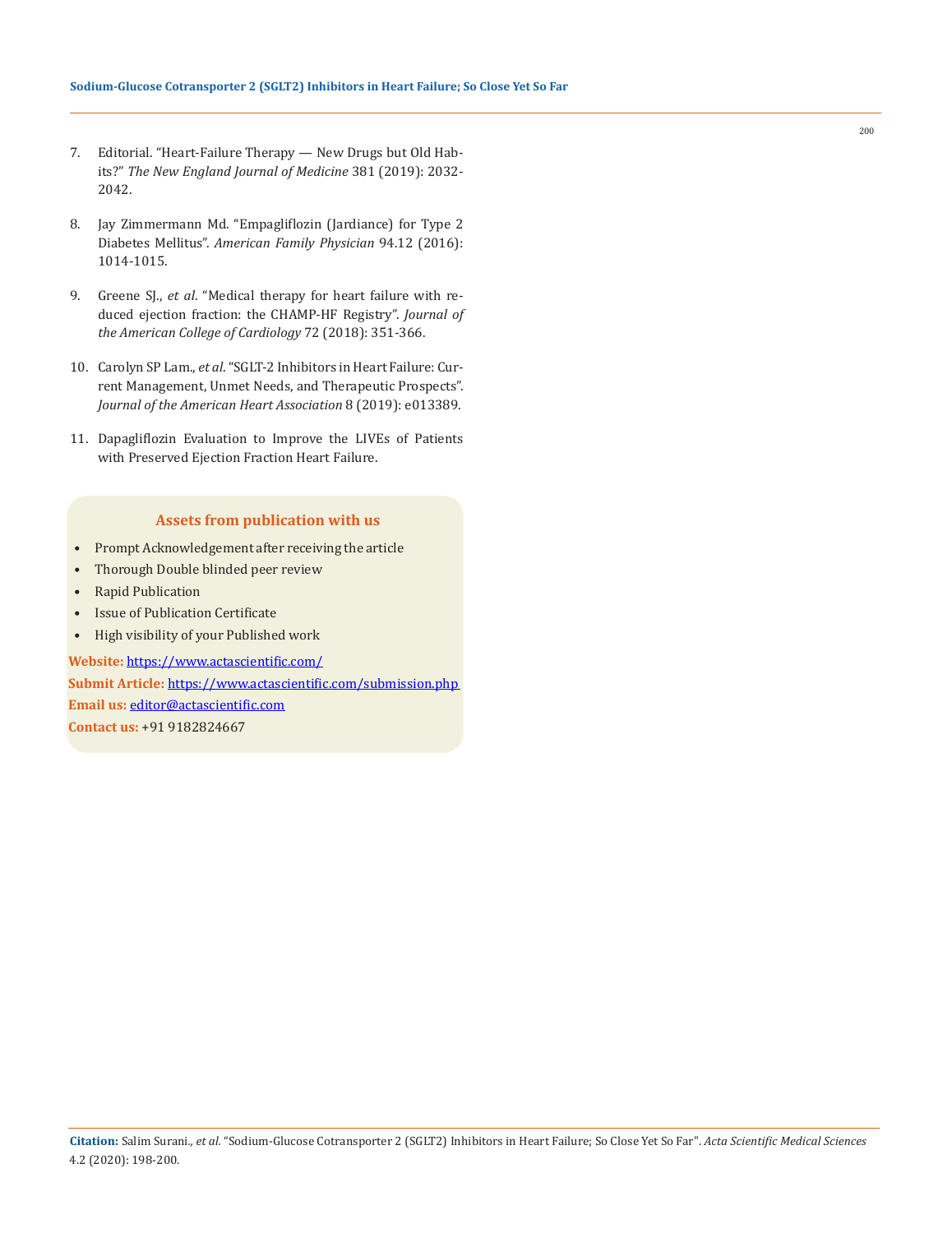7. Editorial. "Heart-Failure Therapy — New Drugs but Old Habits?" *The New England Journal of Medicine* 381 (2019): 2032-2042.

8. Jay Zimmermann Md. "Empagliflozin (Jardiance) for Type 2 Diabetes Mellitus". *American Family Physician* 94.12 (2016): 1014-1015.

9. Greene SJ., *et al*. "Medical therapy for heart failure with reduced ejection fraction: the CHAMP-HF Registry". *Journal of the American College of Cardiology* 72 (2018): 351-366.

10. Carolyn SP Lam., *et al*. "SGLT-2 Inhibitors in Heart Failure: Current Management, Unmet Needs, and Therapeutic Prospects". *Journal of the American Heart Association* 8 (2019): e013389.

11. Dapagliflozin Evaluation to Improve the LIVEs of Patients with Preserved Ejection Fraction Heart Failure.

**Assets from publication with us**

- Prompt Acknowledgement after receiving the article
- Thorough Double blinded peer review
- Rapid Publication
- Issue of Publication Certificate
- High visibility of your Published work

**Website:** https://www.actascientific.com/
**Submit Article:** https://www.actascientific.com/submission.php
**Email us:** editor@actascientific.com
**Contact us:** +91 9182824667